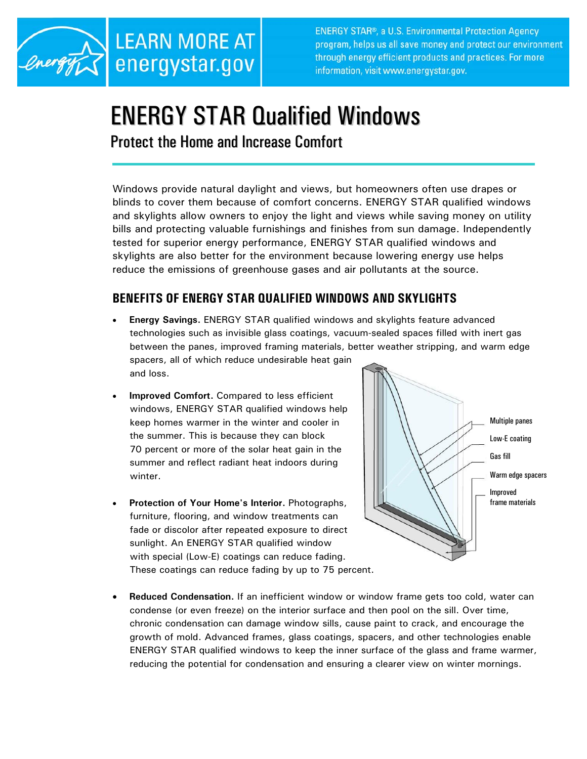LEARN MORE AT energystar.gov

ENERGY STAR®, a U.S. Environmental Protection Agency program, helps us all save money and protect our environment through energy efficient products and practices. For more information, visit www.energystar.gov.

# ENERGY STAR Qualified Windows

## Protect the Home and Increase Comfort

Windows provide natural daylight and views, but homeowners often use drapes or blinds to cover them because of comfort concerns. ENERGY STAR qualified windows and skylights allow owners to enjoy the light and views while saving money on utility bills and protecting valuable furnishings and finishes from sun damage. Independently tested for superior energy performance, ENERGY STAR qualified windows and skylights are also better for the environment because lowering energy use helps reduce the emissions of greenhouse gases and air pollutants at the source.

### BENEFITS OF ENERGY STAR QUALIFIED WINDOWS AND SKYLIGHTS

- **Energy Savings.** ENERGY STAR qualified windows and skylights feature advanced technologies such as invisible glass coatings, vacuum-sealed spaces filled with inert gas between the panes, improved framing materials, better weather stripping, and warm edge spacers, all of which reduce undesirable heat gain and loss.

- **Improved Comfort.** Compared to less efficient windows, ENERGY STAR qualified windows help keep homes warmer in the winter and cooler in the summer. This is because they can block 70 percent or more of the solar heat gain in the summer and reflect radiant heat indoors during winter.

- **Protection of Your Home's Interior.** Photographs, furniture, flooring, and window treatments can fade or discolor after repeated exposure to direct sunlight. An ENERGY STAR qualified window with special (Low-E) coatings can reduce fading. These coatings can reduce fading by up to 75 percent.

Multiple panes
Low-E coating
Gas fill
Warm edge spacers
Improved frame materials

- **Reduced Condensation.** If an inefficient window or window frame gets too cold, water can condense (or even freeze) on the interior surface and then pool on the sill. Over time, chronic condensation can damage window sills, cause paint to crack, and encourage the growth of mold. Advanced frames, glass coatings, spacers, and other technologies enable ENERGY STAR qualified windows to keep the inner surface of the glass and frame warmer, reducing the potential for condensation and ensuring a clearer view on winter mornings.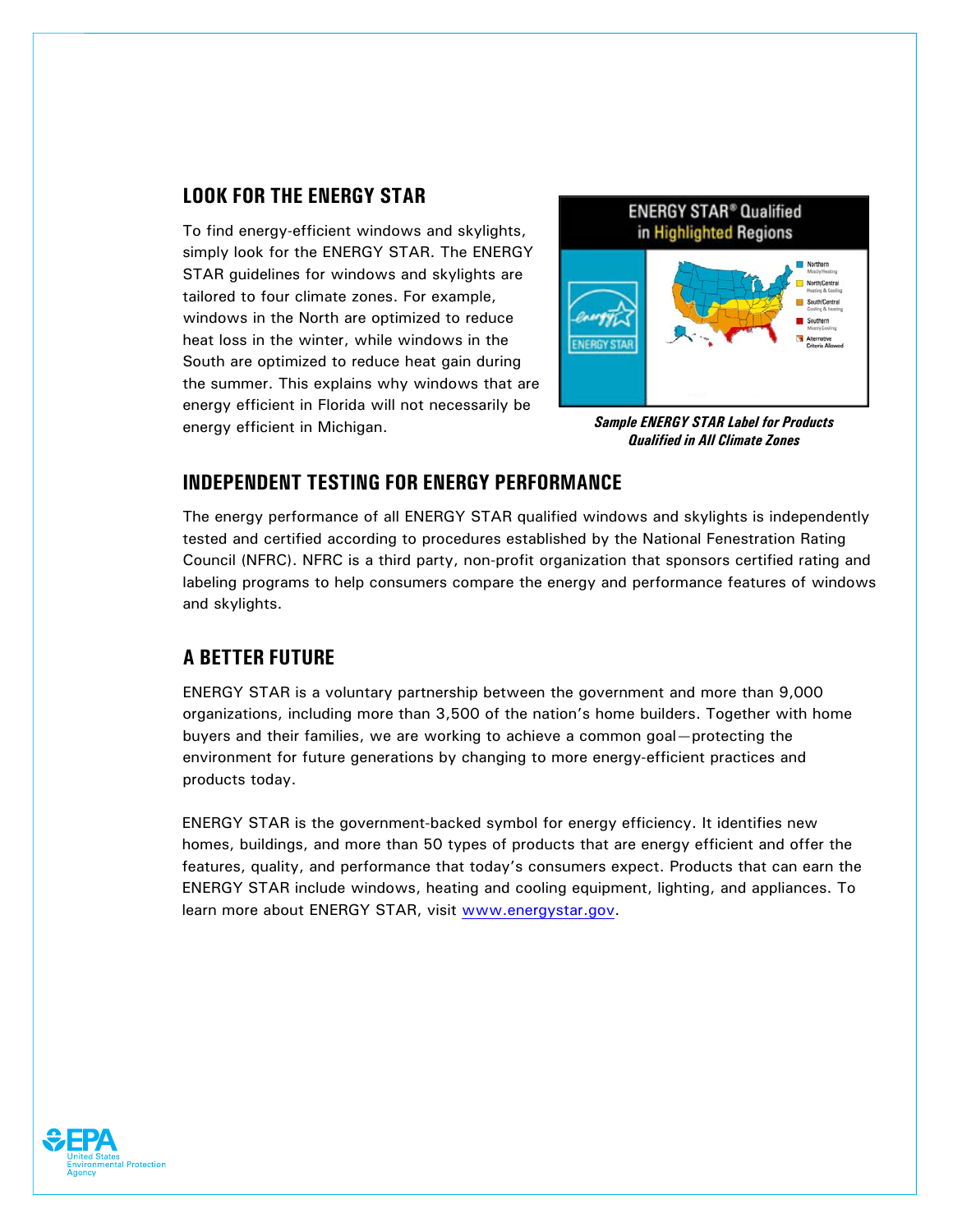## LOOK FOR THE ENERGY STAR

To find energy-efficient windows and skylights, simply look for the ENERGY STAR. The ENERGY STAR guidelines for windows and skylights are tailored to four climate zones. For example, windows in the North are optimized to reduce heat loss in the winter, while windows in the South are optimized to reduce heat gain during the summer. This explains why windows that are energy efficient in Florida will not necessarily be energy efficient in Michigan.

ENERGY STAR® Qualified in Highlighted Regions

Northern
Mostly Heating

North/Central
Heating & Cooling

South/Central
Cooling & Heating

Southern
Mostly Cooling

Alternative Criteria Allowed

ENERGY STAR

***Sample ENERGY STAR Label for Products Qualified in All Climate Zones***

## INDEPENDENT TESTING FOR ENERGY PERFORMANCE

The energy performance of all ENERGY STAR qualified windows and skylights is independently tested and certified according to procedures established by the National Fenestration Rating Council (NFRC). NFRC is a third party, non-profit organization that sponsors certified rating and labeling programs to help consumers compare the energy and performance features of windows and skylights.

## A BETTER FUTURE

ENERGY STAR is a voluntary partnership between the government and more than 9,000 organizations, including more than 3,500 of the nation's home builders. Together with home buyers and their families, we are working to achieve a common goal—protecting the environment for future generations by changing to more energy-efficient practices and products today.

ENERGY STAR is the government-backed symbol for energy efficiency. It identifies new homes, buildings, and more than 50 types of products that are energy efficient and offer the features, quality, and performance that today's consumers expect. Products that can earn the ENERGY STAR include windows, heating and cooling equipment, lighting, and appliances. To learn more about ENERGY STAR, visit www.energystar.gov.

EPA
United States
Environmental Protection
Agency